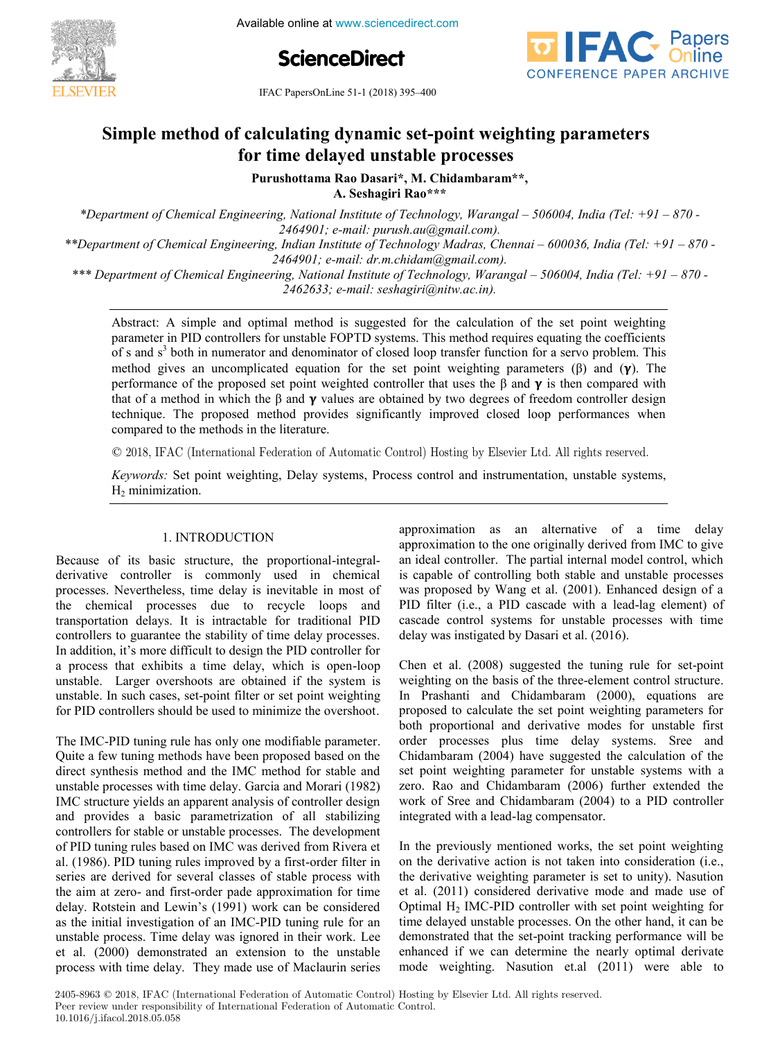# Simple method of calculating dynamic set-point weighting parameters for time delayed unstable processes

**Purushottama Rao Dasari\*, M. Chidambaram\*\*, A. Seshagiri Rao\*\*\***

\*Department of Chemical Engineering, National Institute of Technology, Warangal – 506004, India (Tel: +91 – 870 - 2464901; e-mail: purush.au@gmail.com).

\*\*Department of Chemical Engineering, Indian Institute of Technology Madras, Chennai – 600036, India (Tel: +91 – 870 - 2464901; e-mail: dr.m.chidam@gmail.com).

\*\*\* Department of Chemical Engineering, National Institute of Technology, Warangal – 506004, India (Tel: +91 – 870 - 2462633; e-mail: seshagiri@nitw.ac.in).

Abstract: A simple and optimal method is suggested for the calculation of the set point weighting parameter in PID controllers for unstable FOPTD systems. This method requires equating the coefficients of s and $s^3$ both in numerator and denominator of closed loop transfer function for a servo problem. This method gives an uncomplicated equation for the set point weighting parameters ($\beta$) and ($\boldsymbol{\gamma}$). The performance of the proposed set point weighted controller that uses the $\beta$ and $\boldsymbol{\gamma}$ is then compared with that of a method in which the $\beta$ and $\boldsymbol{\gamma}$ values are obtained by two degrees of freedom controller design technique. The proposed method provides significantly improved closed loop performances when compared to the methods in the literature.

© 2018, IFAC (International Federation of Automatic Control) Hosting by Elsevier Ltd. All rights reserved.

*Keywords:* Set point weighting, Delay systems, Process control and instrumentation, unstable systems, $H_2$ minimization.

## 1. INTRODUCTION

Because of its basic structure, the proportional-integral-derivative controller is commonly used in chemical processes. Nevertheless, time delay is inevitable in most of the chemical processes due to recycle loops and transportation delays. It is intractable for traditional PID controllers to guarantee the stability of time delay processes. In addition, it's more difficult to design the PID controller for a process that exhibits a time delay, which is open-loop unstable. Larger overshoots are obtained if the system is unstable. In such cases, set-point filter or set point weighting for PID controllers should be used to minimize the overshoot.

The IMC-PID tuning rule has only one modifiable parameter. Quite a few tuning methods have been proposed based on the direct synthesis method and the IMC method for stable and unstable processes with time delay. Garcia and Morari (1982) IMC structure yields an apparent analysis of controller design and provides a basic parametrization of all stabilizing controllers for stable or unstable processes. The development of PID tuning rules based on IMC was derived from Rivera et al. (1986). PID tuning rules improved by a first-order filter in series are derived for several classes of stable process with the aim at zero- and first-order pade approximation for time delay. Rotstein and Lewin's (1991) work can be considered as the initial investigation of an IMC-PID tuning rule for an unstable process. Time delay was ignored in their work. Lee et al. (2000) demonstrated an extension to the unstable process with time delay. They made use of Maclaurin series approximation as an alternative of a time delay approximation to the one originally derived from IMC to give an ideal controller. The partial internal model control, which is capable of controlling both stable and unstable processes was proposed by Wang et al. (2001). Enhanced design of a PID filter (i.e., a PID cascade with a lead-lag element) of cascade control systems for unstable processes with time delay was instigated by Dasari et al. (2016).

Chen et al. (2008) suggested the tuning rule for set-point weighting on the basis of the three-element control structure. In Prashanti and Chidambaram (2000), equations are proposed to calculate the set point weighting parameters for both proportional and derivative modes for unstable first order processes plus time delay systems. Sree and Chidambaram (2004) have suggested the calculation of the set point weighting parameter for unstable systems with a zero. Rao and Chidambaram (2006) further extended the work of Sree and Chidambaram (2004) to a PID controller integrated with a lead-lag compensator.

In the previously mentioned works, the set point weighting on the derivative action is not taken into consideration (i.e., the derivative weighting parameter is set to unity). Nasution et al. (2011) considered derivative mode and made use of Optimal $H_2$ IMC-PID controller with set point weighting for time delayed unstable processes. On the other hand, it can be demonstrated that the set-point tracking performance will be enhanced if we can determine the nearly optimal derivate mode weighting. Nasution et.al (2011) were able to

2405-8963 © 2018, IFAC (International Federation of Automatic Control) Hosting by Elsevier Ltd. All rights reserved.
Peer review under responsibility of International Federation of Automatic Control.
10.1016/j.ifacol.2018.05.058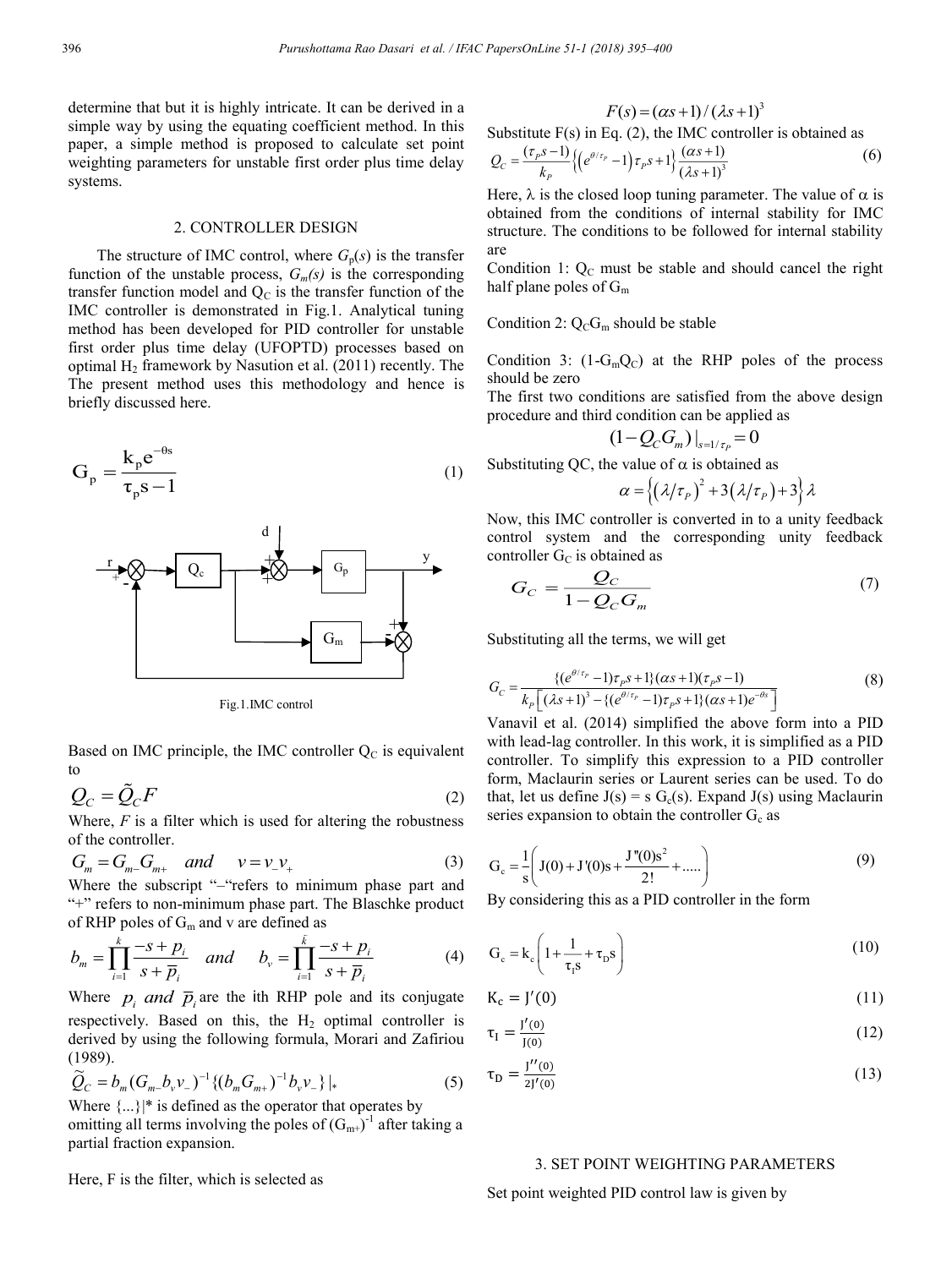determine that but it is highly intricate. It can be derived in a simple way by using the equating coefficient method. In this paper, a simple method is proposed to calculate set point weighting parameters for unstable first order plus time delay systems.

## 2. CONTROLLER DESIGN

The structure of IMC control, where $G_p(s)$ is the transfer function of the unstable process, $G_m(s)$ is the corresponding transfer function model and $Q_C$ is the transfer function of the IMC controller is demonstrated in Fig.1. Analytical tuning method has been developed for PID controller for unstable first order plus time delay (UFOPTD) processes based on optimal $H_2$ framework by Nasution et al. (2011) recently. The The present method uses this methodology and hence is briefly discussed here.

$$G_p = \frac{k_p e^{-\theta s}}{\tau_p s - 1} \tag{1}$$

Fig.1.IMC control

Based on IMC principle, the IMC controller $Q_C$ is equivalent to

$$Q_C = \tilde{Q}_C F \tag{2}$$

Where, $F$ is a filter which is used for altering the robustness of the controller.

$$G_m = G_{m-} G_{m+} \quad and \quad v = v_- v_+ \tag{3}$$

Where the subscript "–"refers to minimum phase part and "+" refers to non-minimum phase part. The Blaschke product of RHP poles of $G_m$ and v are defined as

$$b_m = \prod_{i=1}^{k} \frac{-s + p_i}{s + \bar{p}_i} \quad and \quad b_v = \prod_{i=1}^{\bar{k}} \frac{-s + p_i}{s + \bar{p}_i} \tag{4}$$

Where $p_i$ and $\bar{p}_i$ are the ith RHP pole and its conjugate respectively. Based on this, the $H_2$ optimal controller is derived by using the following formula, Morari and Zafiriou (1989).

$$\tilde{Q}_C = b_m (G_{m-} b_v v_-)^{-1} \{(b_m G_{m+})^{-1} b_v v_-\}|_* \tag{5}$$

Where $\{...\}|*$ is defined as the operator that operates by omitting all terms involving the poles of $(G_{m+})^{-1}$ after taking a partial fraction expansion.

Here, F is the filter, which is selected as

$$F(s) = (\alpha s + 1)/(\lambda s + 1)^3$$

Substitute F(s) in Eq. (2), the IMC controller is obtained as

$$Q_C = \frac{(\tau_P s - 1)}{k_P} \left\{ \left(e^{\theta/\tau_P} - 1\right) \tau_P s + 1 \right\} \frac{(\alpha s + 1)}{(\lambda s + 1)^3} \tag{6}$$

Here, $\lambda$ is the closed loop tuning parameter. The value of $\alpha$ is obtained from the conditions of internal stability for IMC structure. The conditions to be followed for internal stability are

Condition 1: $Q_C$ must be stable and should cancel the right half plane poles of $G_m$

Condition 2: $Q_C G_m$ should be stable

Condition 3: $(1-G_m Q_C)$ at the RHP poles of the process should be zero

The first two conditions are satisfied from the above design procedure and third condition can be applied as

$$(1 - Q_C G_m)|_{s=1/\tau_P} = 0$$

Substituting QC, the value of $\alpha$ is obtained as

$$\alpha = \left\{ \left(\lambda/\tau_P\right)^2 + 3\left(\lambda/\tau_P\right) + 3 \right\} \lambda$$

Now, this IMC controller is converted in to a unity feedback control system and the corresponding unity feedback controller $G_C$ is obtained as

$$G_C = \frac{Q_C}{1 - Q_C G_m} \tag{7}$$

Substituting all the terms, we will get

$$G_C = \frac{\{(e^{\theta/\tau_P} - 1)\tau_P s + 1\}(\alpha s + 1)(\tau_P s - 1)}{k_P \left[ (\lambda s + 1)^3 - \{(e^{\theta/\tau_P} - 1)\tau_P s + 1\}(\alpha s + 1) e^{-\theta s} \right]} \tag{8}$$

Vanavil et al. (2014) simplified the above form into a PID with lead-lag controller. In this work, it is simplified as a PID controller. To simplify this expression to a PID controller form, Maclaurin series or Laurent series can be used. To do that, let us define J(s) = s $G_c(s)$. Expand J(s) using Maclaurin series expansion to obtain the controller $G_c$ as

$$G_c = \frac{1}{s}\left( J(0) + J'(0)s + \frac{J''(0)s^2}{2!} + ..... \right) \tag{9}$$

By considering this as a PID controller in the form

$$G_c = k_c \left( 1 + \frac{1}{\tau_I s} + \tau_D s \right) \tag{10}$$

$$K_c = J'(0) \tag{11}$$

$$\tau_I = \frac{J'(0)}{J(0)} \tag{12}$$

$$\tau_D = \frac{J''(0)}{2J'(0)} \tag{13}$$

## 3. SET POINT WEIGHTING PARAMETERS

Set point weighted PID control law is given by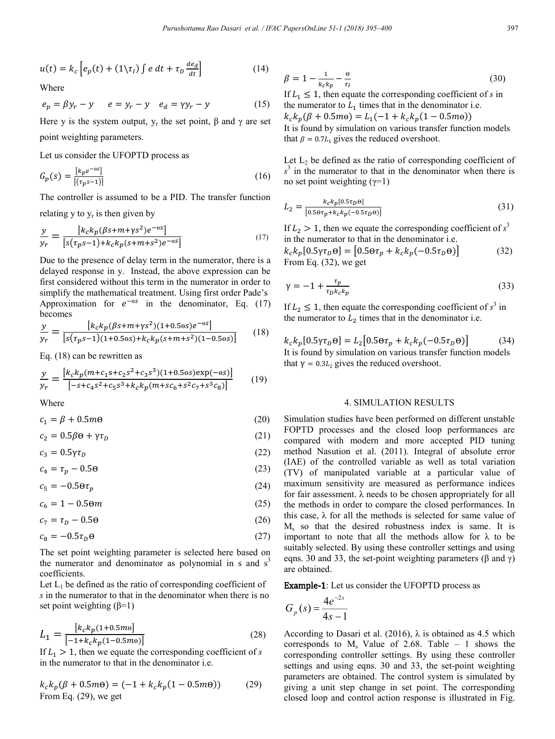$$u(t) = k_c \left[ e_p(t) + (1\backslash\tau_I) \int e\, dt + \tau_D \frac{de_d}{dt} \right] \tag{14}$$

Where

$$e_p = \beta y_r - y \qquad e = y_r - y \qquad e_d = \gamma y_r - y \tag{15}$$

Here y is the system output, $y_r$ the set point, β and γ are set point weighting parameters.

Let us consider the UFOPTD process as

$$G_p(s) = \frac{[k_p e^{-\theta s}]}{[(\tau_p s - 1)]} \tag{16}$$

The controller is assumed to be a PID. The transfer function relating y to $y_r$ is then given by

$$\frac{y}{y_r} = \frac{[k_c k_p(\beta s + m + \gamma s^2) e^{-\theta s}]}{[s(\tau_p s - 1) + k_c k_p(s + m + s^2) e^{-\theta s}]} \tag{17}$$

Due to the presence of delay term in the numerator, there is a delayed response in y. Instead, the above expression can be first considered without this term in the numerator in order to simplify the mathematical treatment. Using first order Pade's Approximation for $e^{-\theta s}$ in the denominator, Eq. (17) becomes

$$\frac{y}{y_r} = \frac{[k_c k_p(\beta s + m + \gamma s^2)(1 + 0.5\theta s) e^{-\theta s}]}{[s(\tau_p s - 1)(1 + 0.5\theta s) + k_c k_p(s + m + s^2)(1 - 0.5\theta s)]} \tag{18}$$

Eq. (18) can be rewritten as

$$\frac{y}{y_r} = \frac{[k_c k_p(m + c_1 s + c_2 s^2 + c_3 s^3)(1 + 0.5\theta s)\exp(-\theta s)]}{[-s + c_4 s^2 + c_5 s^3 + k_c k_p(m + s c_6 + s^2 c_7 + s^3 c_8)]} \tag{19}$$

Where

$$c_1 = \beta + 0.5m\theta \tag{20}$$

$$c_2 = 0.5\beta\theta + \gamma\tau_D \tag{21}$$

$$c_3 = 0.5\gamma\tau_D \tag{22}$$

$$c_4 = \tau_p - 0.5\theta \tag{23}$$

$$c_5 = -0.5\theta\tau_p \tag{24}$$

$$c_6 = 1 - 0.5\theta m \tag{25}$$

$$c_7 = \tau_D - 0.5\theta \tag{26}$$

$$c_8 = -0.5\tau_D\theta \tag{27}$$

The set point weighting parameter is selected here based on the numerator and denominator as polynomial in s and $s^3$ coefficients.

Let $L_1$ be defined as the ratio of corresponding coefficient of *s* in the numerator to that in the denominator when there is no set point weighting (β=1)

$$L_1 = \frac{[k_c k_p(1 + 0.5m\theta)]}{[-1 + k_c k_p(1 - 0.5m\theta)]} \tag{28}$$

If $L_1 > 1$, then we equate the corresponding coefficient of *s* in the numerator to that in the denominator i.e.

$$k_c k_p(\beta + 0.5m\theta) = (-1 + k_c k_p(1 - 0.5m\theta)) \tag{29}$$

From Eq. (29), we get

$$\beta = 1 - \frac{1}{k_c k_p} - \frac{\theta}{\tau_I} \tag{30}$$

If $L_1 \leq 1$, then equate the corresponding coefficient of *s* in the numerator to $L_1$ times that in the denominator i.e.

$$k_c k_p(\beta + 0.5m\theta) = L_1(-1 + k_c k_p(1 - 0.5m\theta))$$

It is found by simulation on various transfer function models that $\beta = 0.7L_1$ gives the reduced overshoot.

Let $L_2$ be defined as the ratio of corresponding coefficient of $s^3$ in the numerator to that in the denominator when there is no set point weighting (γ=1)

$$L_2 = \frac{k_c k_p[0.5\tau_D\theta]}{[0.5\theta\tau_p + k_c k_p(-0.5\tau_D\theta)]} \tag{31}$$

If $L_2 > 1$, then we equate the corresponding coefficient of $s^3$ in the numerator to that in the denominator i.e.

$$k_c k_p[0.5\gamma\tau_D\theta] = [0.5\theta\tau_p + k_c k_p(-0.5\tau_D\theta)] \tag{32}$$

From Eq. (32), we get

$$\gamma = -1 + \frac{\tau_p}{\tau_D k_c k_p} \tag{33}$$

If $L_2 \leq 1$, then equate the corresponding coefficient of $s^3$ in the numerator to $L_2$ times that in the denominator i.e.

$$k_c k_p[0.5\gamma\tau_D\theta] = L_2[0.5\theta\tau_p + k_c k_p(-0.5\tau_D\theta)] \tag{34}$$

It is found by simulation on various transfer function models that $\gamma = 0.3L_2$ gives the reduced overshoot.

## 4. SIMULATION RESULTS

Simulation studies have been performed on different unstable FOPTD processes and the closed loop performances are compared with modern and more accepted PID tuning method Nasution et al. (2011). Integral of absolute error (IAE) of the controlled variable as well as total variation (TV) of manipulated variable at a particular value of maximum sensitivity are measured as performance indices for fair assessment. λ needs to be chosen appropriately for all the methods in order to compare the closed performances. In this case, λ for all the methods is selected for same value of $M_s$ so that the desired robustness index is same. It is important to note that all the methods allow for λ to be suitably selected. By using these controller settings and using eqns. 30 and 33, the set-point weighting parameters (β and γ) are obtained.

**Example-1**: Let us consider the UFOPTD process as

$$G_p(s) = \frac{4e^{-2s}}{4s - 1}$$

According to Dasari et al. (2016), λ is obtained as 4.5 which corresponds to $M_s$ Value of 2.68. Table – 1 shows the corresponding controller settings. By using these controller settings and using eqns. 30 and 33, the set-point weighting parameters are obtained. The control system is simulated by giving a unit step change in set point. The corresponding closed loop and control action response is illustrated in Fig.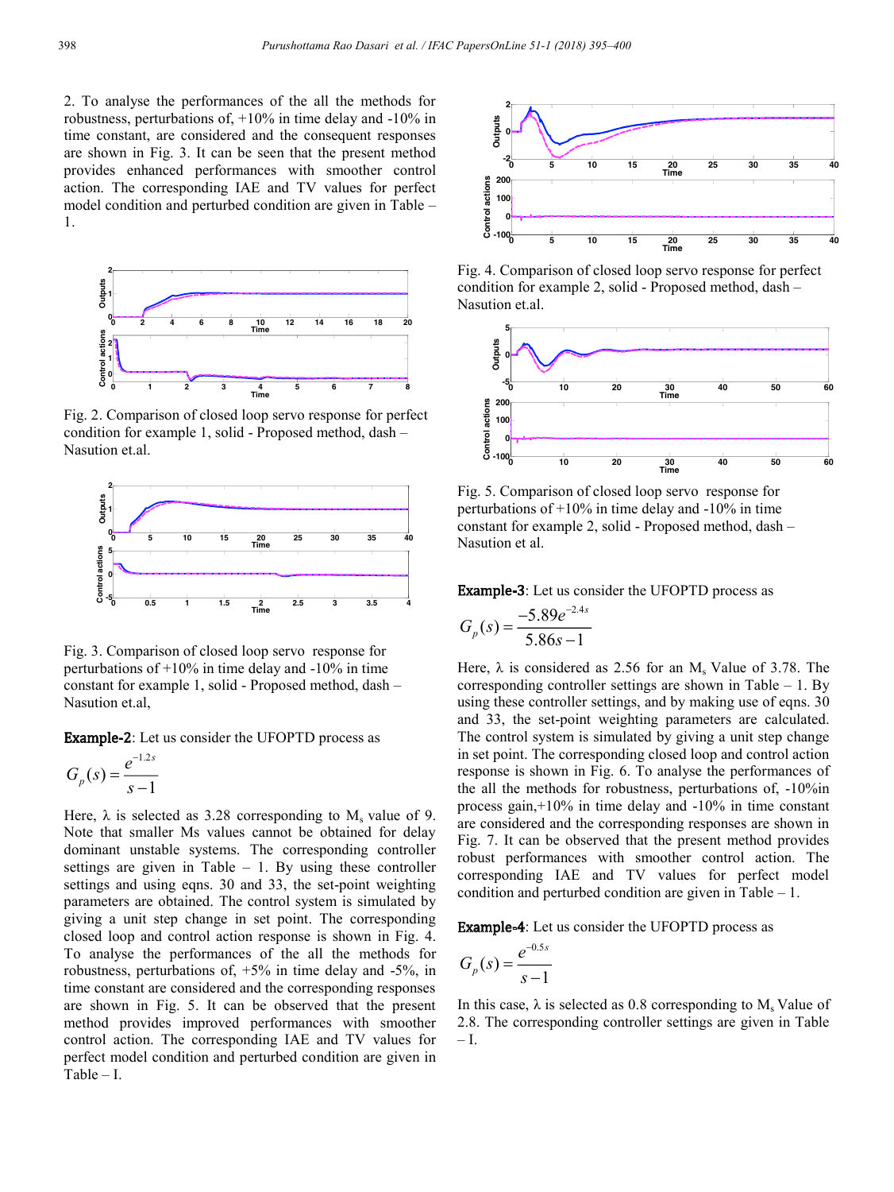2. To analyse the performances of the all the methods for robustness, perturbations of, +10% in time delay and -10% in time constant, are considered and the consequent responses are shown in Fig. 3. It can be seen that the present method provides enhanced performances with smoother control action. The corresponding IAE and TV values for perfect model condition and perturbed condition are given in Table – 1.

Fig. 2. Comparison of closed loop servo response for perfect condition for example 1, solid - Proposed method, dash – Nasution et.al.

Fig. 3. Comparison of closed loop servo response for perturbations of +10% in time delay and -10% in time constant for example 1, solid - Proposed method, dash – Nasution et.al,

**Example-2**: Let us consider the UFOPTD process as

$$G_p(s) = \frac{e^{-1.2s}}{s-1}$$

Here, λ is selected as 3.28 corresponding to $M_s$ value of 9. Note that smaller Ms values cannot be obtained for delay dominant unstable systems. The corresponding controller settings are given in Table – 1. By using these controller settings and using eqns. 30 and 33, the set-point weighting parameters are obtained. The control system is simulated by giving a unit step change in set point. The corresponding closed loop and control action response is shown in Fig. 4. To analyse the performances of the all the methods for robustness, perturbations of, +5% in time delay and -5%, in time constant are considered and the corresponding responses are shown in Fig. 5. It can be observed that the present method provides improved performances with smoother control action. The corresponding IAE and TV values for perfect model condition and perturbed condition are given in Table – I.

Fig. 4. Comparison of closed loop servo response for perfect condition for example 2, solid - Proposed method, dash – Nasution et.al.

Fig. 5. Comparison of closed loop servo response for perturbations of +10% in time delay and -10% in time constant for example 2, solid - Proposed method, dash – Nasution et al.

**Example-3**: Let us consider the UFOPTD process as

$$G_p(s) = \frac{-5.89e^{-2.4s}}{5.86s-1}$$

Here, λ is considered as 2.56 for an $M_s$ Value of 3.78. The corresponding controller settings are shown in Table – 1. By using these controller settings, and by making use of eqns. 30 and 33, the set-point weighting parameters are calculated. The control system is simulated by giving a unit step change in set point. The corresponding closed loop and control action response is shown in Fig. 6. To analyse the performances of the all the methods for robustness, perturbations of, -10%in process gain,+10% in time delay and -10% in time constant are considered and the corresponding responses are shown in Fig. 7. It can be observed that the present method provides robust performances with smoother control action. The corresponding IAE and TV values for perfect model condition and perturbed condition are given in Table – 1.

**Example-4**: Let us consider the UFOPTD process as

$$G_p(s) = \frac{e^{-0.5s}}{s-1}$$

In this case, λ is selected as 0.8 corresponding to $M_s$ Value of 2.8. The corresponding controller settings are given in Table – I.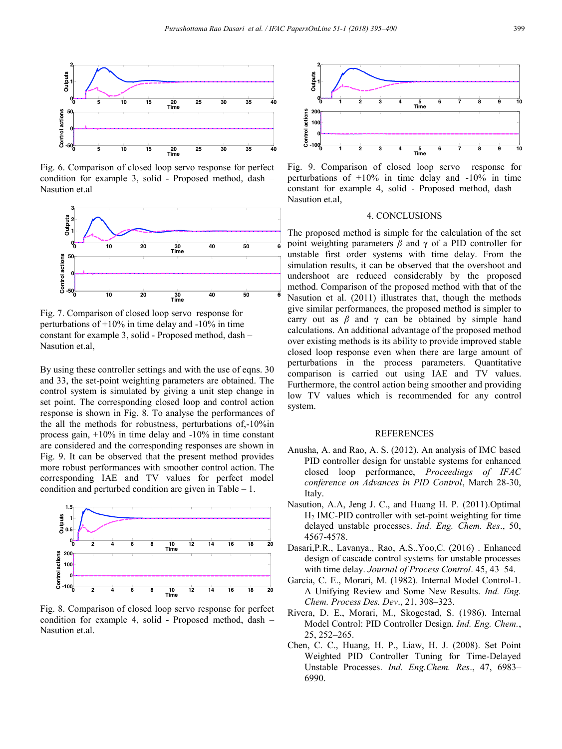Fig. 6. Comparison of closed loop servo response for perfect condition for example 3, solid - Proposed method, dash – Nasution et.al

Fig. 7. Comparison of closed loop servo response for perturbations of +10% in time delay and -10% in time constant for example 3, solid - Proposed method, dash – Nasution et.al,

By using these controller settings and with the use of eqns. 30 and 33, the set-point weighting parameters are obtained. The control system is simulated by giving a unit step change in set point. The corresponding closed loop and control action response is shown in Fig. 8. To analyse the performances of the all the methods for robustness, perturbations of,-10%in process gain, +10% in time delay and -10% in time constant are considered and the corresponding responses are shown in Fig. 9. It can be observed that the present method provides more robust performances with smoother control action. The corresponding IAE and TV values for perfect model condition and perturbed condition are given in Table – 1.

Fig. 8. Comparison of closed loop servo response for perfect condition for example 4, solid - Proposed method, dash – Nasution et.al.

Fig. 9. Comparison of closed loop servo response for perturbations of +10% in time delay and -10% in time constant for example 4, solid - Proposed method, dash – Nasution et.al,

## 4. CONCLUSIONS

The proposed method is simple for the calculation of the set point weighting parameters $\beta$ and $\gamma$ of a PID controller for unstable first order systems with time delay. From the simulation results, it can be observed that the overshoot and undershoot are reduced considerably by the proposed method. Comparison of the proposed method with that of the Nasution et al. (2011) illustrates that, though the methods give similar performances, the proposed method is simpler to carry out as $\beta$ and $\gamma$ can be obtained by simple hand calculations. An additional advantage of the proposed method over existing methods is its ability to provide improved stable closed loop response even when there are large amount of perturbations in the process parameters. Quantitative comparison is carried out using IAE and TV values. Furthermore, the control action being smoother and providing low TV values which is recommended for any control system.

## REFERENCES

Anusha, A. and Rao, A. S. (2012). An analysis of IMC based PID controller design for unstable systems for enhanced closed loop performance, *Proceedings of IFAC conference on Advances in PID Control*, March 28-30, Italy.

Nasution, A.A, Jeng J. C., and Huang H. P. (2011).Optimal $H_2$ IMC-PID controller with set-point weighting for time delayed unstable processes. *Ind. Eng. Chem. Res*., 50, 4567-4578.

Dasari,P.R., Lavanya., Rao, A.S.,Yoo,C. (2016) . Enhanced design of cascade control systems for unstable processes with time delay. *Journal of Process Control*. 45, 43–54.

Garcia, C. E., Morari, M. (1982). Internal Model Control-1. A Unifying Review and Some New Results. *Ind. Eng. Chem. Process Des. Dev*., 21, 308–323.

Rivera, D. E., Morari, M., Skogestad, S. (1986). Internal Model Control: PID Controller Design. *Ind. Eng. Chem.*, 25, 252–265.

Chen, C. C., Huang, H. P., Liaw, H. J. (2008). Set Point Weighted PID Controller Tuning for Time-Delayed Unstable Processes. *Ind. Eng.Chem. Res*., 47, 6983–6990.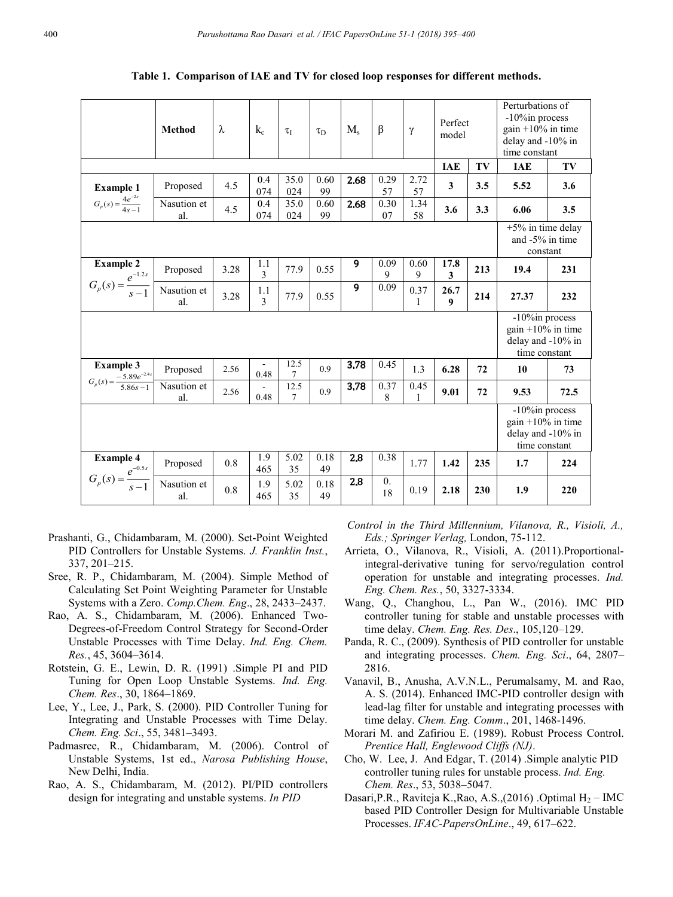**Table 1. Comparison of IAE and TV for closed loop responses for different methods.**

| | Method | λ | $k_c$ | $\tau_I$ | $\tau_D$ | $M_s$ | β | γ | Perfect model | | Perturbations of -10%in process gain +10% in time delay and -10% in time constant | |
|---|---|---|---|---|---|---|---|---|---|---|---|---|
| | | | | | | | | | IAE | TV | IAE | TV |
| **Example 1** $G_p(s)=\frac{4e^{-2s}}{4s-1}$ | Proposed | 4.5 | 0.4074 | 35.0024 | 0.6099 | 2.68 | 0.2957 | 2.7257 | **3** | **3.5** | **5.52** | **3.6** |
| | Nasution et al. | 4.5 | 0.4074 | 35.0024 | 0.6099 | 2.68 | 0.3007 | 1.3458 | **3.6** | **3.3** | **6.06** | **3.5** |
| | | | | | | | | | | | +5% in time delay and -5% in time constant | |
| **Example 2** $G_p(s)=\frac{e^{-1.2s}}{s-1}$ | Proposed | 3.28 | 1.13 | 77.9 | 0.55 | 9 | 0.099 | 0.609 | **17.83** | **213** | **19.4** | **231** |
| | Nasution et al. | 3.28 | 1.13 | 77.9 | 0.55 | 9 | 0.09 | 0.371 | **26.79** | **214** | **27.37** | **232** |
| | | | | | | | | | | | -10%in process gain +10% in time delay and -10% in time constant | |
| **Example 3** $G_p(s)=\frac{-5.89e^{-2.4s}}{5.86s-1}$ | Proposed | 2.56 | -0.48 | 12.57 | 0.9 | 3.78 | 0.45 | 1.3 | **6.28** | **72** | **10** | **73** |
| | Nasution et al. | 2.56 | -0.48 | 12.57 | 0.9 | 3.78 | 0.378 | 0.451 | **9.01** | **72** | **9.53** | **72.5** |
| | | | | | | | | | | | -10%in process gain +10% in time delay and -10% in time constant | |
| **Example 4** $G_p(s)=\frac{e^{-0.5s}}{s-1}$ | Proposed | 0.8 | 1.9465 | 5.0235 | 0.1849 | 2.8 | 0.38 | 1.77 | **1.42** | **235** | **1.7** | **224** |
| | Nasution et al. | 0.8 | 1.9465 | 5.0235 | 0.1849 | 2.8 | 0.18 | 0.19 | **2.18** | **230** | **1.9** | **220** |

Prashanti, G., Chidambaram, M. (2000). Set-Point Weighted PID Controllers for Unstable Systems. *J. Franklin Inst.*, 337, 201–215.

Sree, R. P., Chidambaram, M. (2004). Simple Method of Calculating Set Point Weighting Parameter for Unstable Systems with a Zero. *Comp.Chem. Eng*., 28, 2433–2437.

Rao, A. S., Chidambaram, M. (2006). Enhanced Two-Degrees-of-Freedom Control Strategy for Second-Order Unstable Processes with Time Delay. *Ind. Eng. Chem. Res.*, 45, 3604–3614.

Rotstein, G. E., Lewin, D. R. (1991) .Simple PI and PID Tuning for Open Loop Unstable Systems. *Ind. Eng. Chem. Res*., 30, 1864–1869.

Lee, Y., Lee, J., Park, S. (2000). PID Controller Tuning for Integrating and Unstable Processes with Time Delay. *Chem. Eng. Sci*., 55, 3481–3493.

Padmasree, R., Chidambaram, M. (2006). Control of Unstable Systems, 1st ed., *Narosa Publishing House*, New Delhi, India.

Rao, A. S., Chidambaram, M. (2012). PI/PID controllers design for integrating and unstable systems. *In PID Control in the Third Millennium, Vilanova, R., Visioli, A., Eds.; Springer Verlag,* London, 75-112.

Arrieta, O., Vilanova, R., Visioli, A. (2011).Proportional-integral-derivative tuning for servo/regulation control operation for unstable and integrating processes. *Ind. Eng. Chem. Res.*, 50, 3327-3334.

Wang, Q., Changhou, L., Pan W., (2016). IMC PID controller tuning for stable and unstable processes with time delay. *Chem. Eng. Res. Des*., 105,120–129.

Panda, R. C., (2009). Synthesis of PID controller for unstable and integrating processes. *Chem. Eng. Sci*., 64, 2807–2816.

Vanavil, B., Anusha, A.V.N.L., Perumalsamy, M. and Rao, A. S. (2014). Enhanced IMC-PID controller design with lead-lag filter for unstable and integrating processes with time delay. *Chem. Eng. Comm*., 201, 1468-1496.

Morari M. and Zafiriou E. (1989). Robust Process Control. *Prentice Hall, Englewood Cliffs (NJ)*.

Cho, W. Lee, J. And Edgar, T. (2014) .Simple analytic PID controller tuning rules for unstable process. *Ind. Eng. Chem. Res*., 53, 5038–5047.

Dasari,P.R., Raviteja K.,Rao, A.S.,(2016) .Optimal $H_2$ – IMC based PID Controller Design for Multivariable Unstable Processes. *IFAC-PapersOnLine*., 49, 617–622.